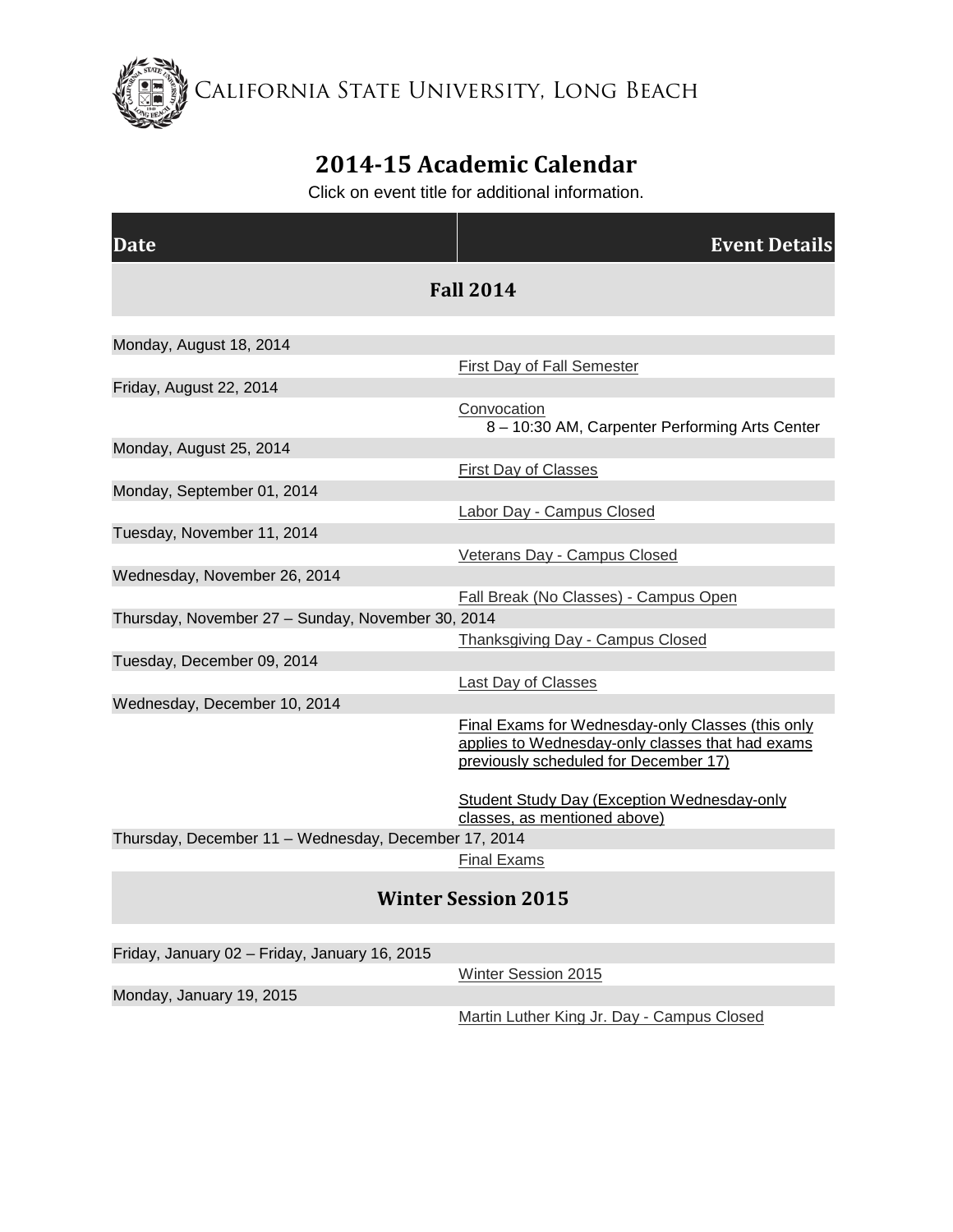CALIFORNIA STATE UNIVERSITY, LONG BEACH

# 2014-15 Academic Calendar

Click on event title for additional information.

| Date | Event Details |
|---|---|
| **Fall 2014** | |
| Monday, August 18, 2014 | First Day of Fall Semester |
| Friday, August 22, 2014 | Convocation<br>8 – 10:30 AM, Carpenter Performing Arts Center |
| Monday, August 25, 2014 | First Day of Classes |
| Monday, September 01, 2014 | Labor Day - Campus Closed |
| Tuesday, November 11, 2014 | Veterans Day - Campus Closed |
| Wednesday, November 26, 2014 | Fall Break (No Classes) - Campus Open |
| Thursday, November 27 – Sunday, November 30, 2014 | Thanksgiving Day - Campus Closed |
| Tuesday, December 09, 2014 | Last Day of Classes |
| Wednesday, December 10, 2014 | Final Exams for Wednesday-only Classes (this only applies to Wednesday-only classes that had exams previously scheduled for December 17)<br><br>Student Study Day (Exception Wednesday-only classes, as mentioned above) |
| Thursday, December 11 – Wednesday, December 17, 2014 | Final Exams |
| **Winter Session 2015** | |
| Friday, January 02 – Friday, January 16, 2015 | Winter Session 2015 |
| Monday, January 19, 2015 | Martin Luther King Jr. Day - Campus Closed |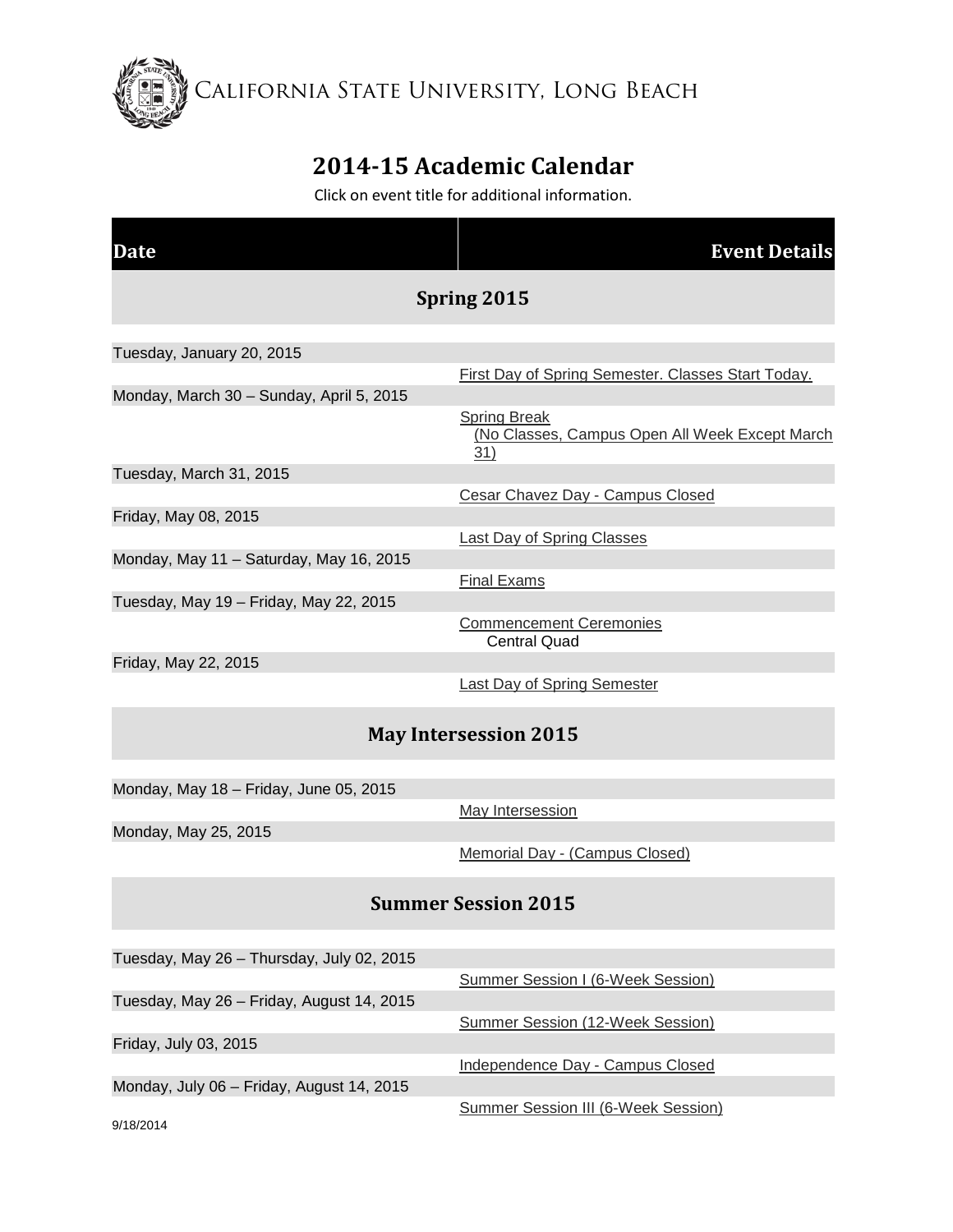California State University, Long Beach

# 2014-15 Academic Calendar

Click on event title for additional information.

| Date | Event Details |
|---|---|
| **Spring 2015** | |
| Tuesday, January 20, 2015 | First Day of Spring Semester. Classes Start Today. |
| Monday, March 30 – Sunday, April 5, 2015 | Spring Break (No Classes, Campus Open All Week Except March 31) |
| Tuesday, March 31, 2015 | Cesar Chavez Day - Campus Closed |
| Friday, May 08, 2015 | Last Day of Spring Classes |
| Monday, May 11 – Saturday, May 16, 2015 | Final Exams |
| Tuesday, May 19 – Friday, May 22, 2015 | Commencement Ceremonies Central Quad |
| Friday, May 22, 2015 | Last Day of Spring Semester |
| **May Intersession 2015** | |
| Monday, May 18 – Friday, June 05, 2015 | May Intersession |
| Monday, May 25, 2015 | Memorial Day - (Campus Closed) |
| **Summer Session 2015** | |
| Tuesday, May 26 – Thursday, July 02, 2015 | Summer Session I (6-Week Session) |
| Tuesday, May 26 – Friday, August 14, 2015 | Summer Session (12-Week Session) |
| Friday, July 03, 2015 | Independence Day - Campus Closed |
| Monday, July 06 – Friday, August 14, 2015 | Summer Session III (6-Week Session) |

9/18/2014